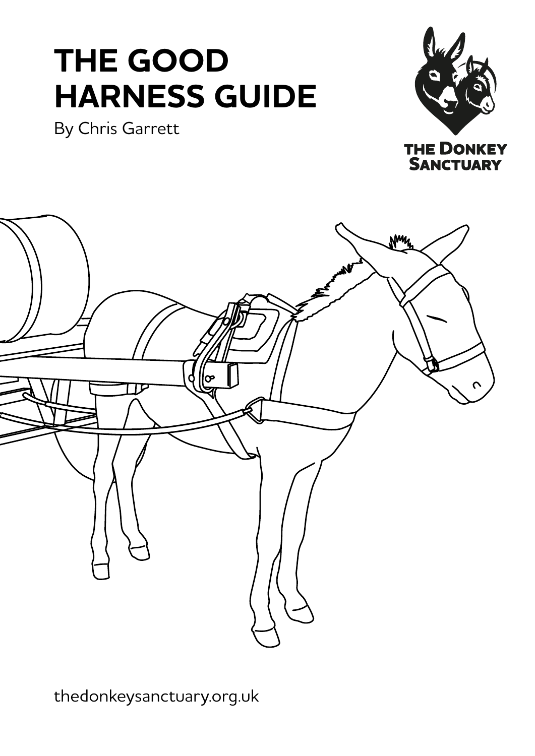# THE GOOD HARNESS GUIDE

By Chris Garrett

THE DONKEY SANCTUARY

thedonkeysanctuary.org.uk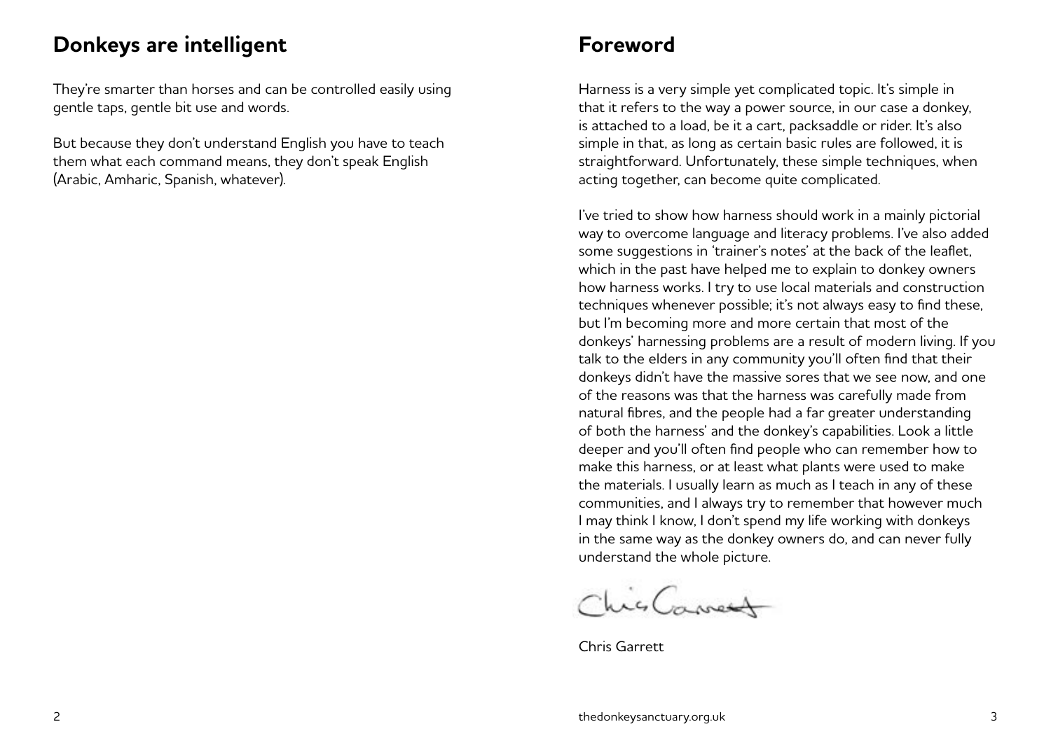## Donkeys are intelligent

They're smarter than horses and can be controlled easily using gentle taps, gentle bit use and words.

But because they don't understand English you have to teach them what each command means, they don't speak English (Arabic, Amharic, Spanish, whatever).

## Foreword

Harness is a very simple yet complicated topic. It's simple in that it refers to the way a power source, in our case a donkey, is attached to a load, be it a cart, packsaddle or rider. It's also simple in that, as long as certain basic rules are followed, it is straightforward. Unfortunately, these simple techniques, when acting together, can become quite complicated.

I've tried to show how harness should work in a mainly pictorial way to overcome language and literacy problems. I've also added some suggestions in 'trainer's notes' at the back of the leaflet, which in the past have helped me to explain to donkey owners how harness works. I try to use local materials and construction techniques whenever possible; it's not always easy to find these, but I'm becoming more and more certain that most of the donkeys' harnessing problems are a result of modern living. If you talk to the elders in any community you'll often find that their donkeys didn't have the massive sores that we see now, and one of the reasons was that the harness was carefully made from natural fibres, and the people had a far greater understanding of both the harness' and the donkey's capabilities. Look a little deeper and you'll often find people who can remember how to make this harness, or at least what plants were used to make the materials. I usually learn as much as I teach in any of these communities, and I always try to remember that however much I may think I know, I don't spend my life working with donkeys in the same way as the donkey owners do, and can never fully understand the whole picture.

Chris Garrett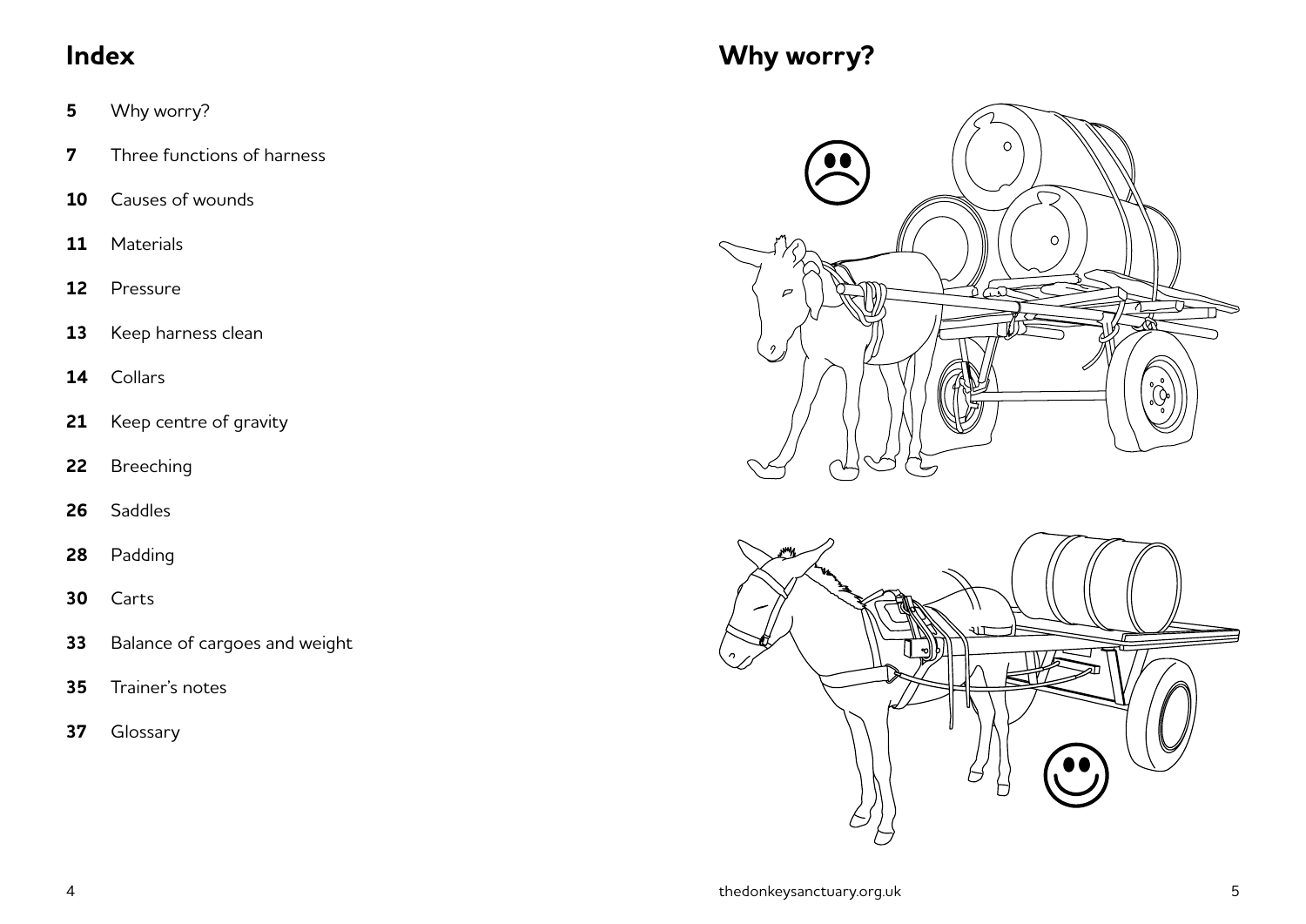## Index

- **5** Why worry?
- **7** Three functions of harness
- **10** Causes of wounds
- **11** Materials
- **12** Pressure
- **13** Keep harness clean
- **14** Collars
- **21** Keep centre of gravity
- **22** Breeching
- **26** Saddles
- **28** Padding
- **30** Carts
- **33** Balance of cargoes and weight
- **35** Trainer's notes
- **37** Glossary

## Why worry?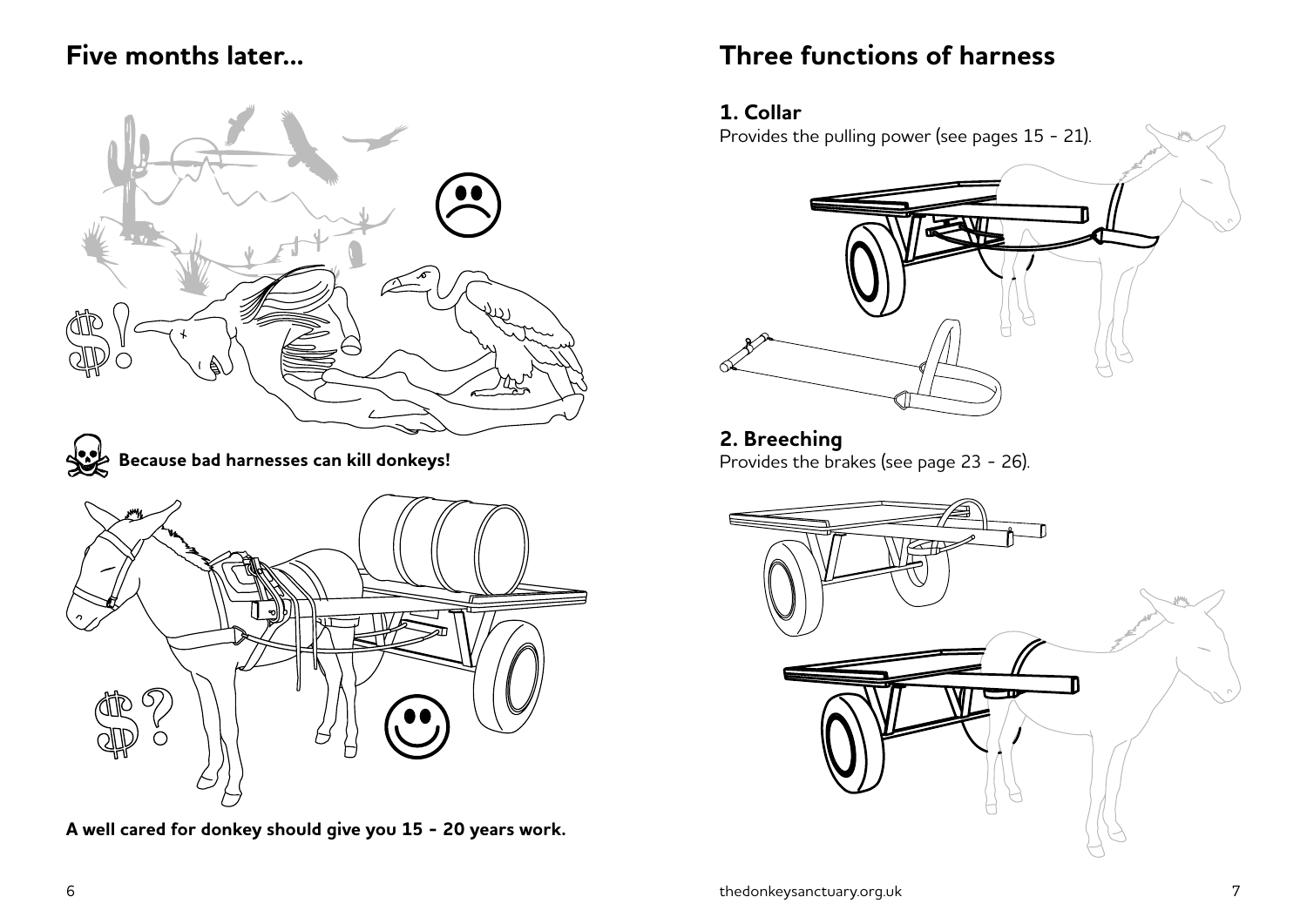## Five months later...

**Because bad harnesses can kill donkeys!**

**A well cared for donkey should give you 15 - 20 years work.**

## Three functions of harness

### 1. Collar

Provides the pulling power (see pages 15 - 21).

### 2. Breeching

Provides the brakes (see page 23 - 26).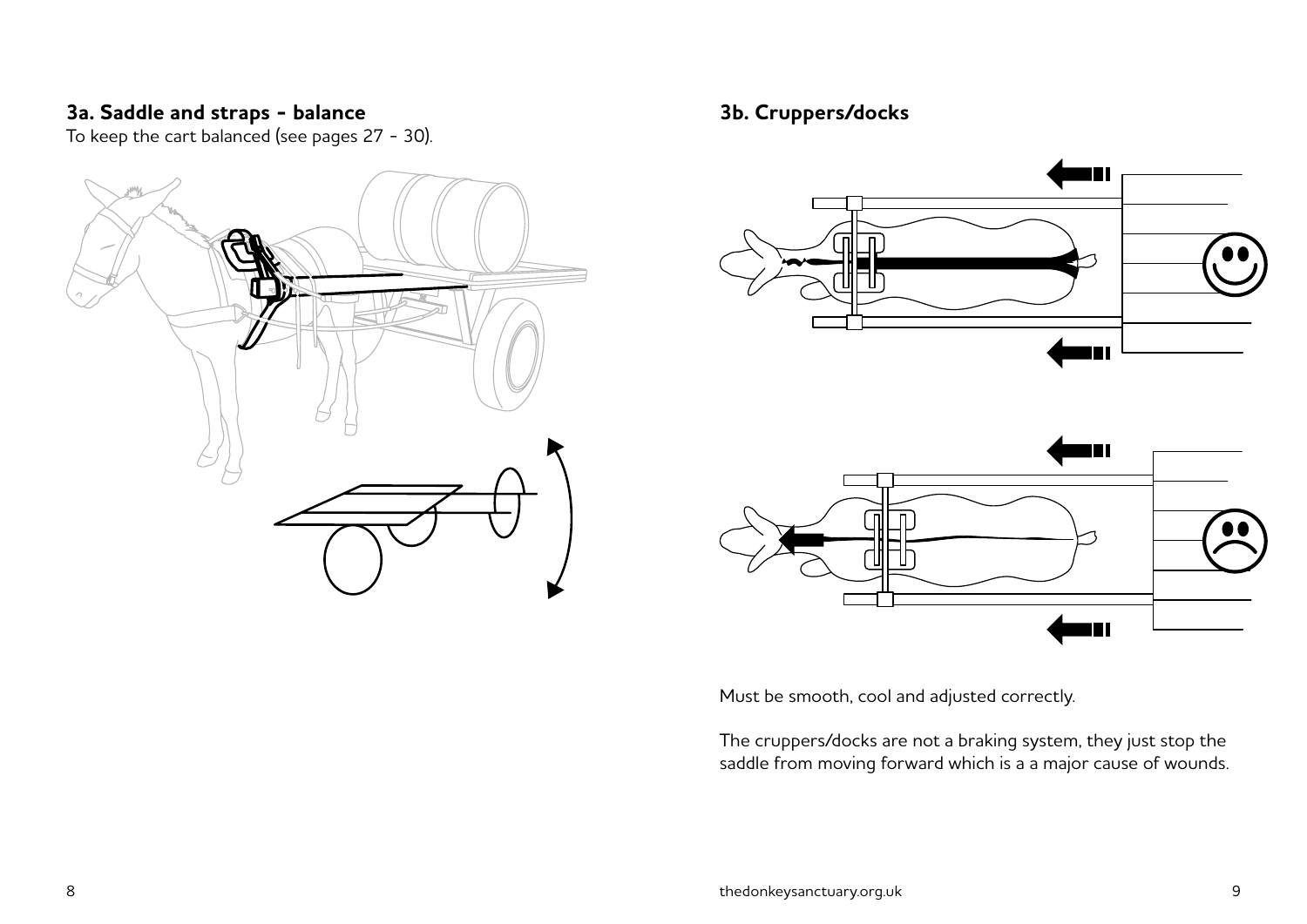### 3a. Saddle and straps - balance

To keep the cart balanced (see pages 27 - 30).

### 3b. Cruppers/docks

Must be smooth, cool and adjusted correctly.

The cruppers/docks are not a braking system, they just stop the saddle from moving forward which is a a major cause of wounds.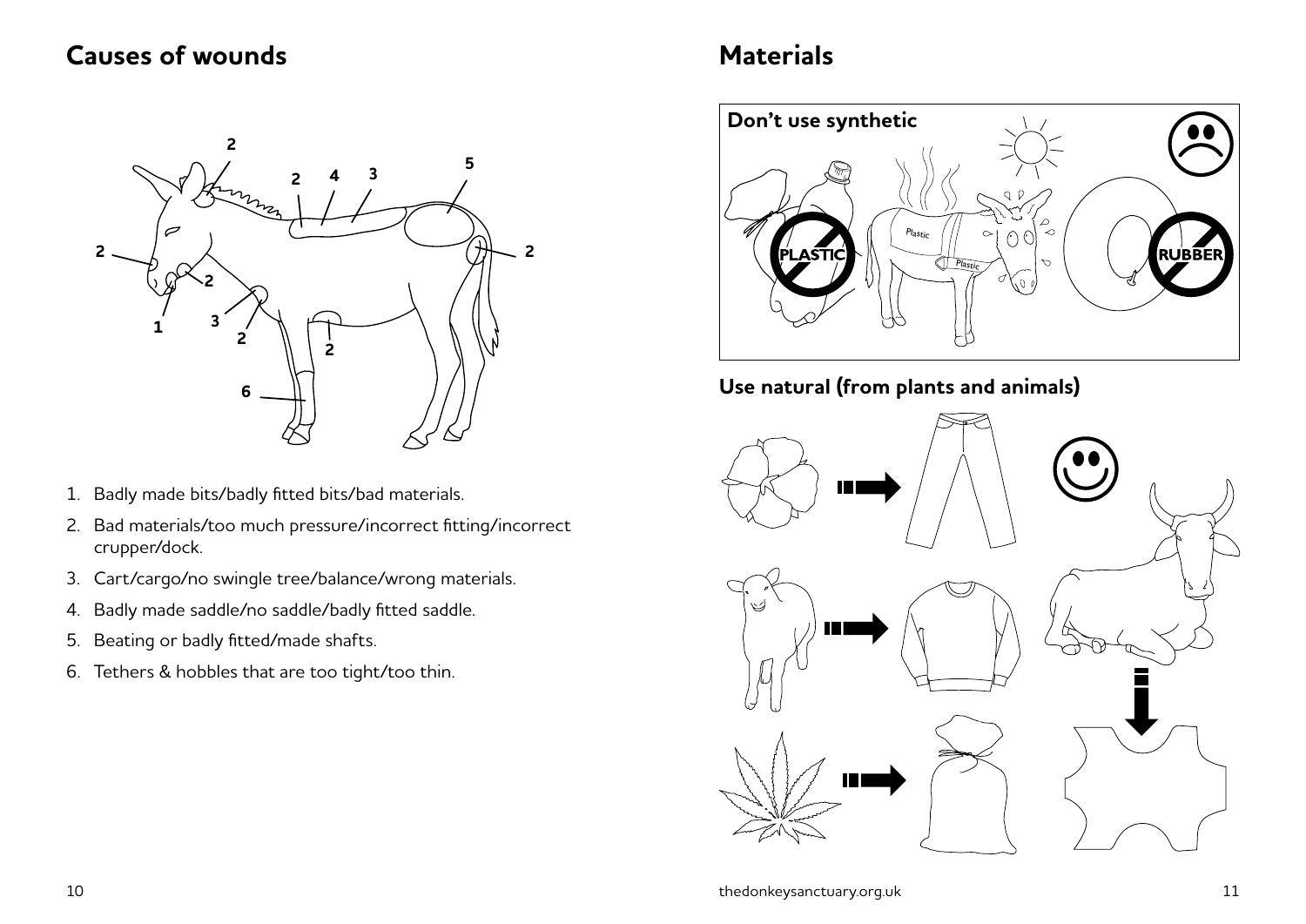## Causes of wounds

1. Badly made bits/badly fitted bits/bad materials.
2. Bad materials/too much pressure/incorrect fitting/incorrect crupper/dock.
3. Cart/cargo/no swingle tree/balance/wrong materials.
4. Badly made saddle/no saddle/badly fitted saddle.
5. Beating or badly fitted/made shafts.
6. Tethers & hobbles that are too tight/too thin.

## Materials

**Don't use synthetic**

PLASTIC

RUBBER

**Use natural (from plants and animals)**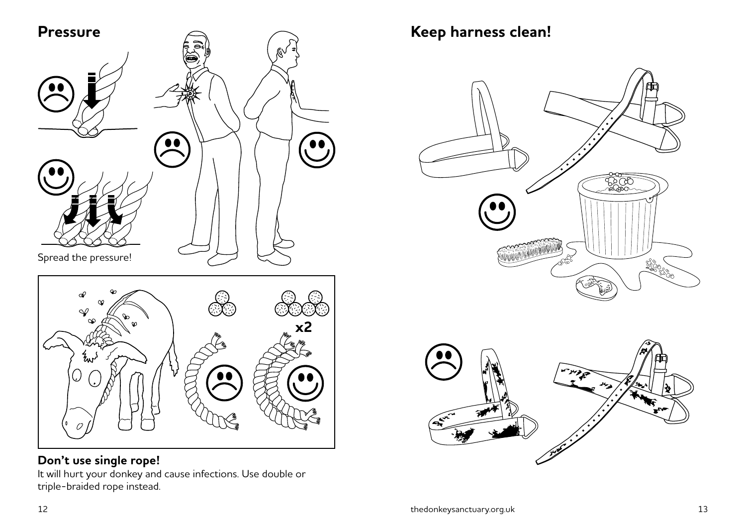## Pressure

Spread the pressure!

x2

**Don't use single rope!**

It will hurt your donkey and cause infections. Use double or triple-braided rope instead.

## Keep harness clean!

thedonkeysanctuary.org.uk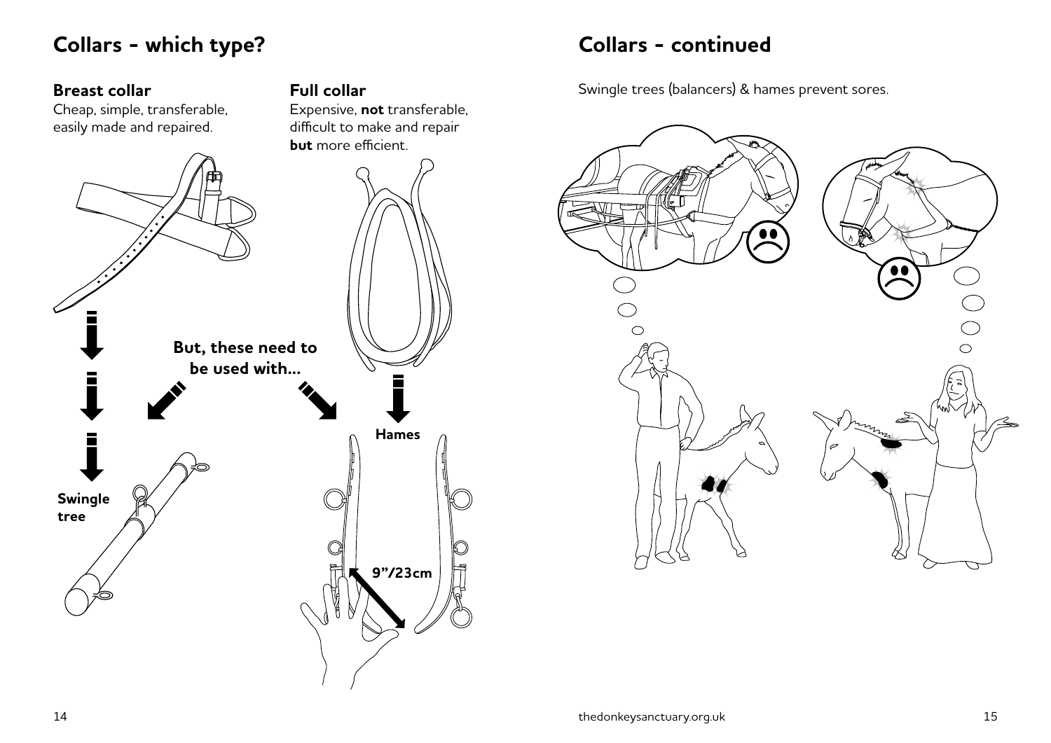## Collars - which type?

**Breast collar**
Cheap, simple, transferable, easily made and repaired.

**Full collar**
Expensive, **not** transferable, difficult to make and repair **but** more efficient.

**But, these need to be used with...**

**Swingle tree**

**Hames**

**9"/23cm**

## Collars - continued

Swingle trees (balancers) & hames prevent sores.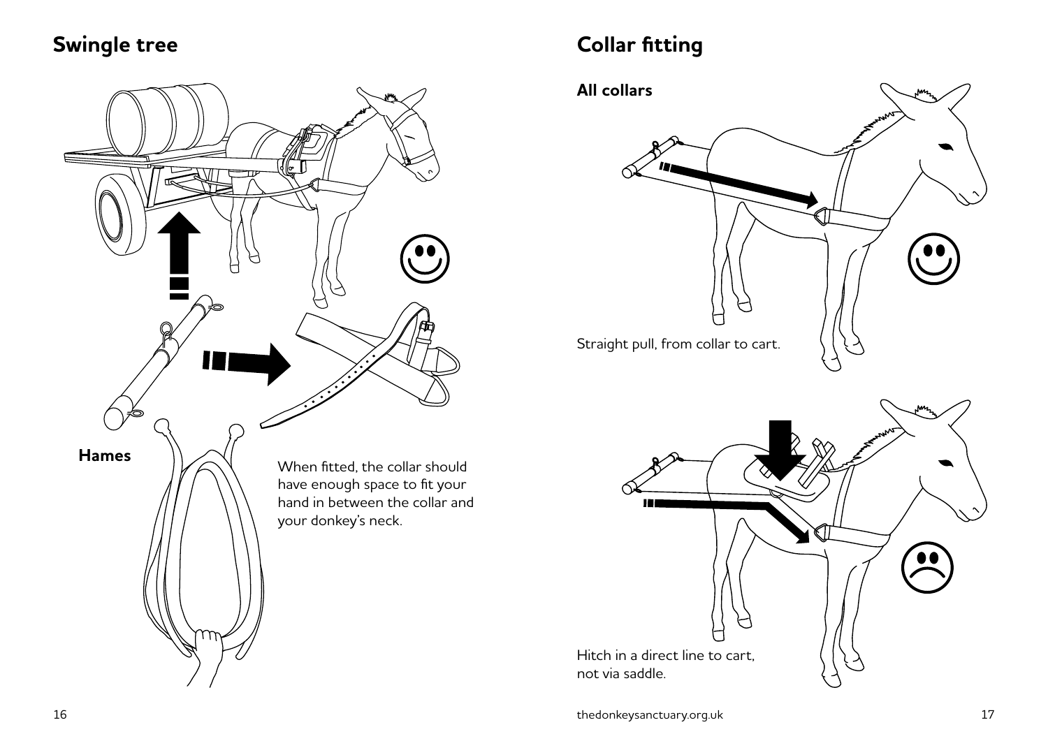## Swingle tree

**Hames**

When fitted, the collar should have enough space to fit your hand in between the collar and your donkey's neck.

## Collar fitting

**All collars**

Straight pull, from collar to cart.

Hitch in a direct line to cart, not via saddle.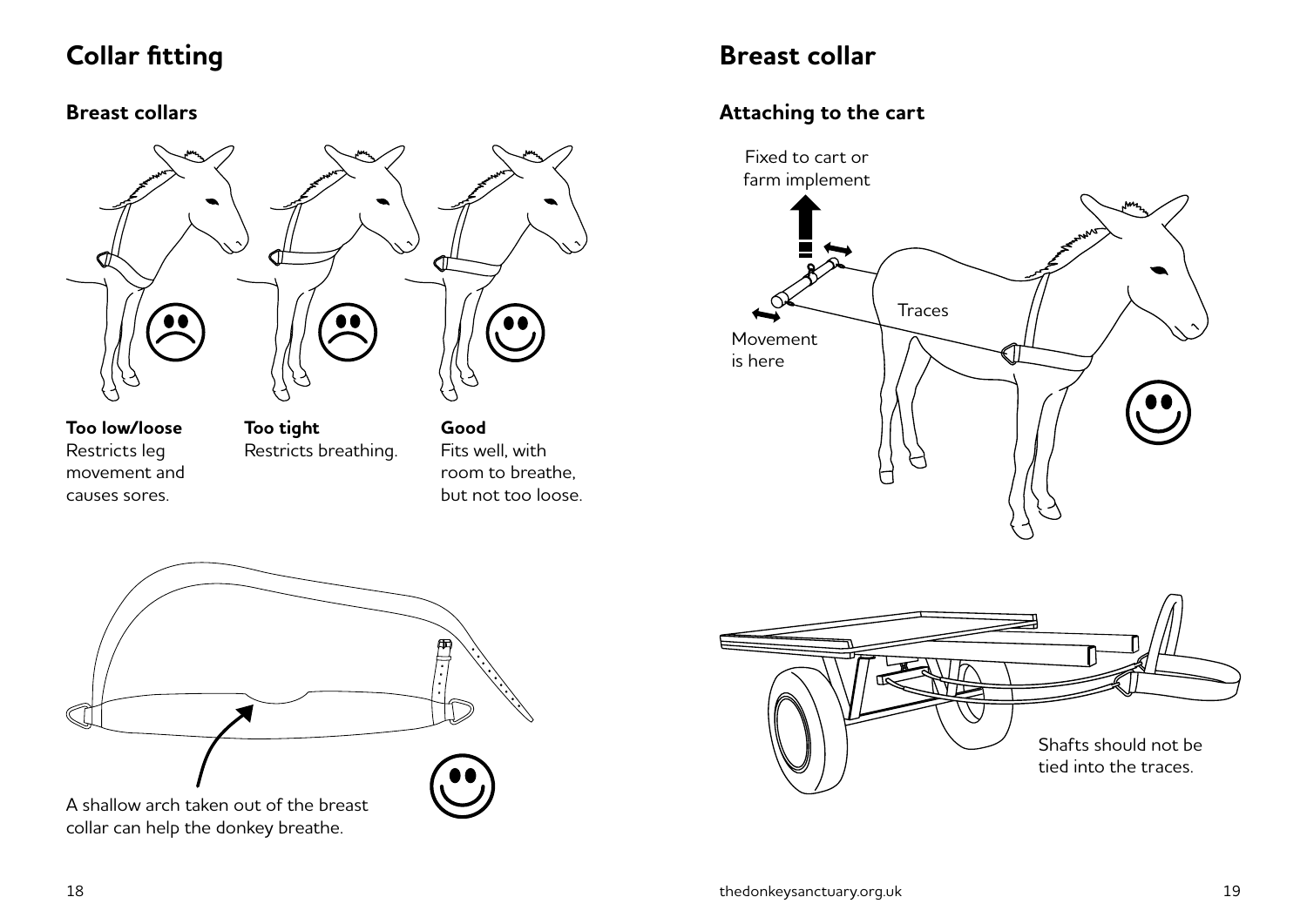# Collar fitting

## Breast collars

**Too low/loose**
Restricts leg movement and causes sores.

**Too tight**
Restricts breathing.

**Good**
Fits well, with room to breathe, but not too loose.

A shallow arch taken out of the breast collar can help the donkey breathe.

# Breast collar

## Attaching to the cart

Fixed to cart or farm implement

Movement is here

Traces

Shafts should not be tied into the traces.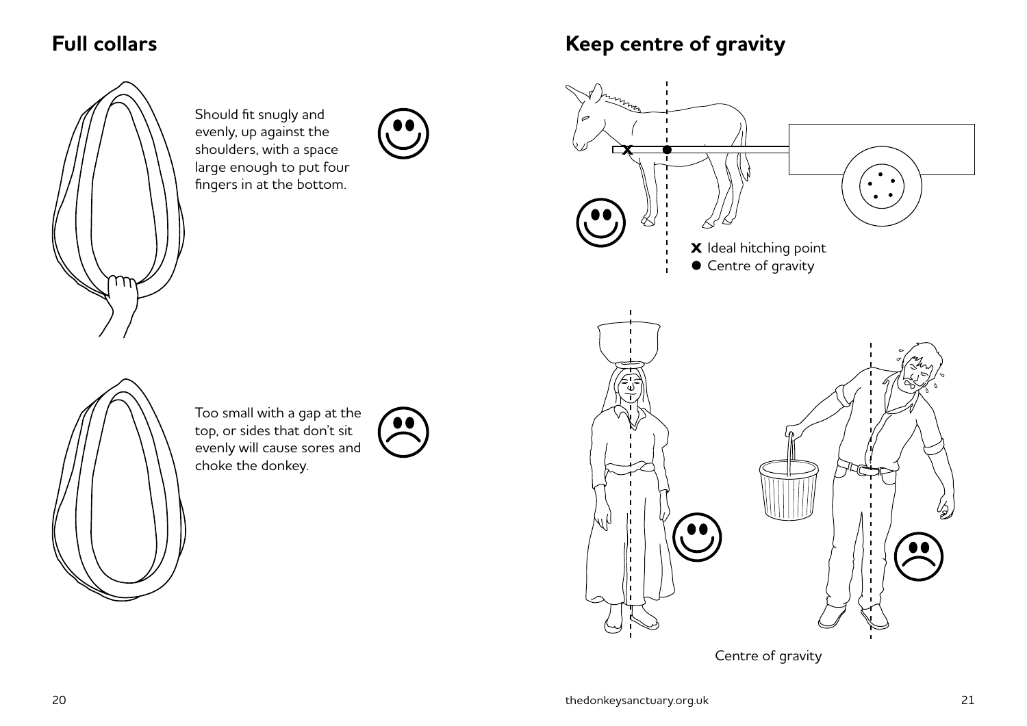## Full collars

Should fit snugly and evenly, up against the shoulders, with a space large enough to put four fingers in at the bottom.

Too small with a gap at the top, or sides that don't sit evenly will cause sores and choke the donkey.

## Keep centre of gravity

**X** Ideal hitching point

● Centre of gravity

Centre of gravity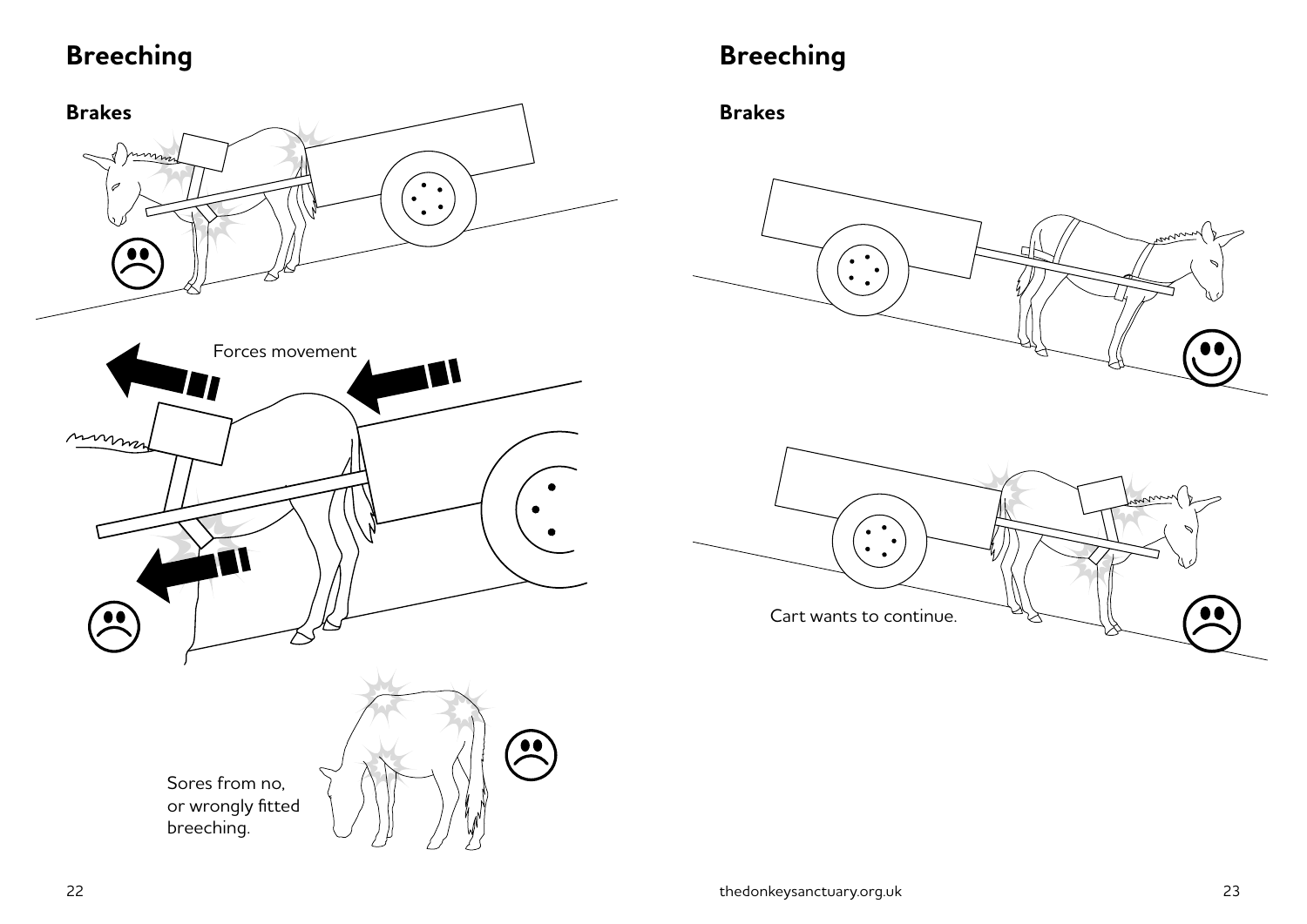## Breeching

### Brakes

Forces movement

Sores from no, or wrongly fitted breeching.

## Breeching

### Brakes

Cart wants to continue.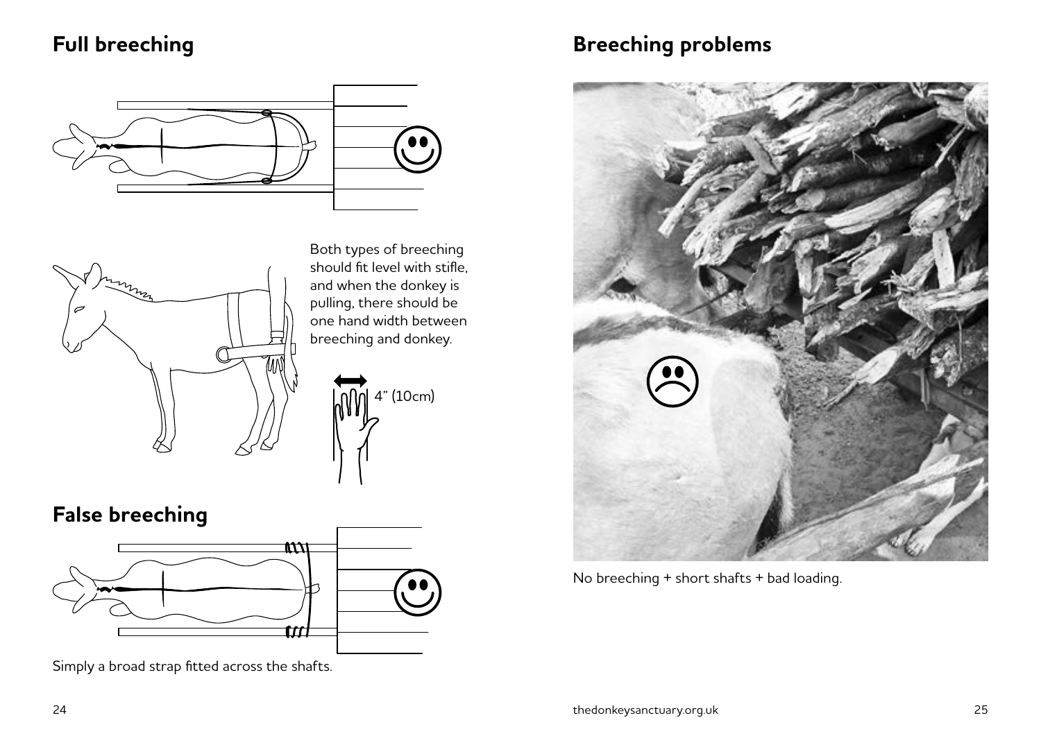## Full breeching

Both types of breeching should fit level with stifle, and when the donkey is pulling, there should be one hand width between breeching and donkey.

4" (10cm)

## False breeching

Simply a broad strap fitted across the shafts.

## Breeching problems

No breeching + short shafts + bad loading.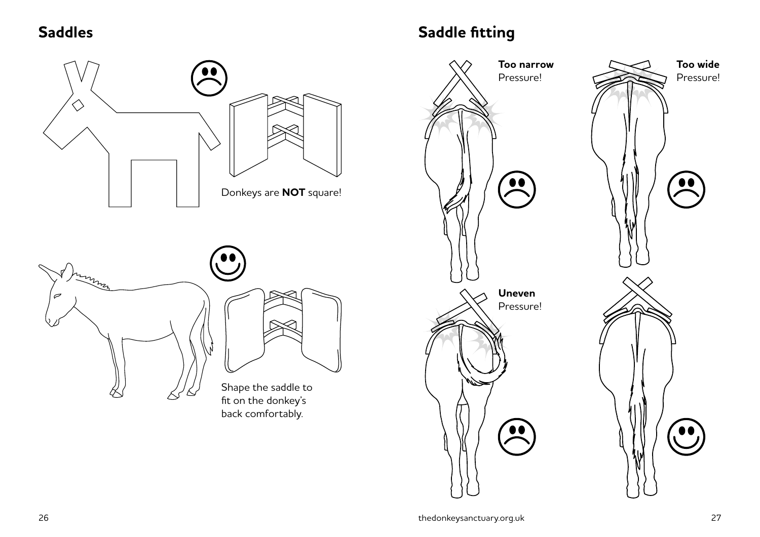## Saddles

Donkeys are **NOT** square!

Shape the saddle to fit on the donkey's back comfortably.

## Saddle fitting

**Too narrow**
Pressure!

**Too wide**
Pressure!

**Uneven**
Pressure!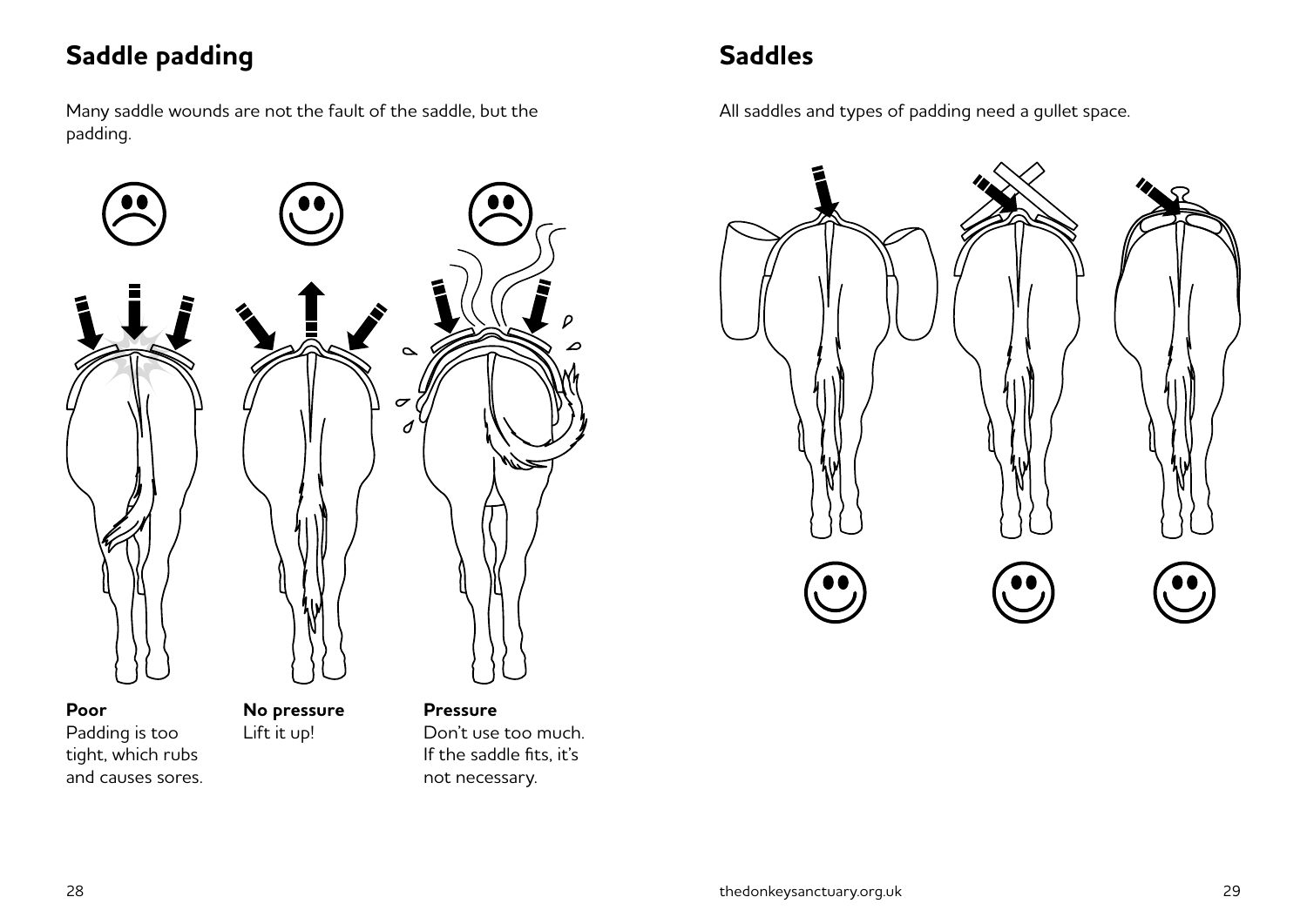## Saddle padding

Many saddle wounds are not the fault of the saddle, but the padding.

**Poor**
Padding is too tight, which rubs and causes sores.

**No pressure**
Lift it up!

**Pressure**
Don't use too much. If the saddle fits, it's not necessary.

## Saddles

All saddles and types of padding need a gullet space.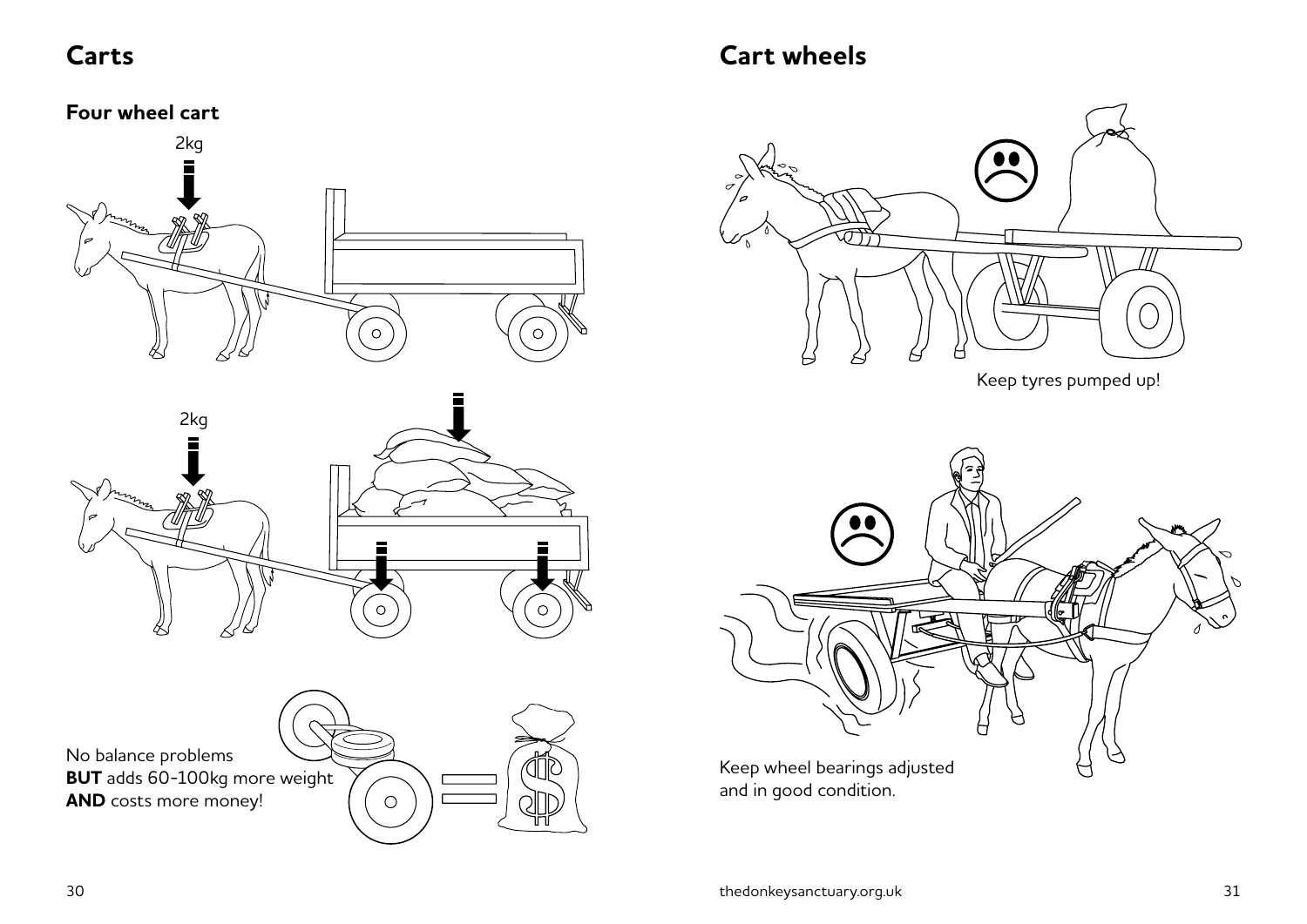## Carts

### Four wheel cart

2kg

2kg

No balance problems
**BUT** adds 60-100kg more weight
**AND** costs more money!

## Cart wheels

Keep tyres pumped up!

Keep wheel bearings adjusted and in good condition.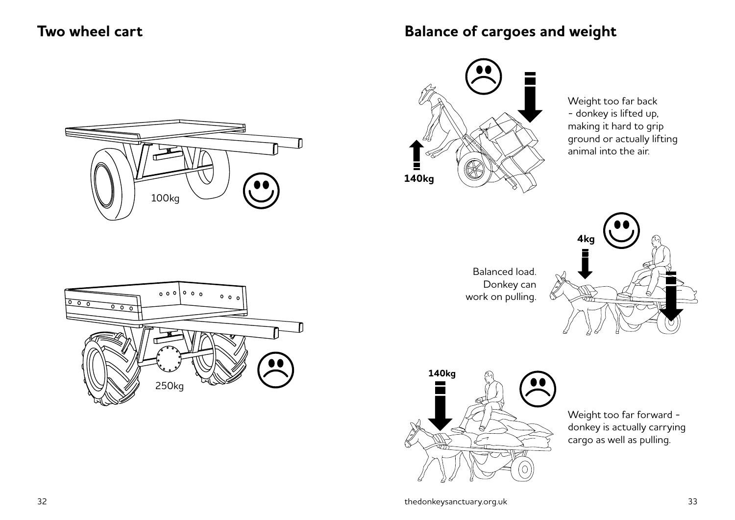## Two wheel cart

100kg

250kg

## Balance of cargoes and weight

140kg

Weight too far back - donkey is lifted up, making it hard to grip ground or actually lifting animal into the air.

4kg

Balanced load. Donkey can work on pulling.

140kg

Weight too far forward - donkey is actually carrying cargo as well as pulling.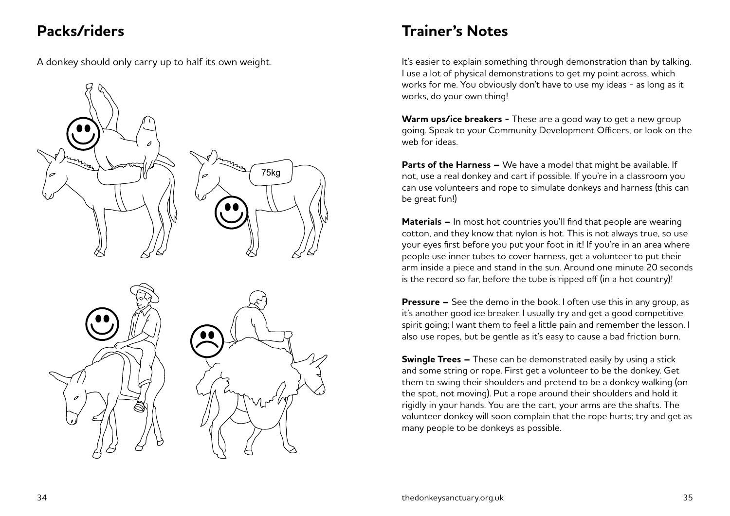## Packs/riders

A donkey should only carry up to half its own weight.

## Trainer's Notes

It's easier to explain something through demonstration than by talking. I use a lot of physical demonstrations to get my point across, which works for me. You obviously don't have to use my ideas - as long as it works, do your own thing!

**Warm ups/ice breakers -** These are a good way to get a new group going. Speak to your Community Development Officers, or look on the web for ideas.

**Parts of the Harness –** We have a model that might be available. If not, use a real donkey and cart if possible. If you're in a classroom you can use volunteers and rope to simulate donkeys and harness (this can be great fun!)

**Materials –** In most hot countries you'll find that people are wearing cotton, and they know that nylon is hot. This is not always true, so use your eyes first before you put your foot in it! If you're in an area where people use inner tubes to cover harness, get a volunteer to put their arm inside a piece and stand in the sun. Around one minute 20 seconds is the record so far, before the tube is ripped off (in a hot country)!

**Pressure –** See the demo in the book. I often use this in any group, as it's another good ice breaker. I usually try and get a good competitive spirit going; I want them to feel a little pain and remember the lesson. I also use ropes, but be gentle as it's easy to cause a bad friction burn.

**Swingle Trees –** These can be demonstrated easily by using a stick and some string or rope. First get a volunteer to be the donkey. Get them to swing their shoulders and pretend to be a donkey walking (on the spot, not moving). Put a rope around their shoulders and hold it rigidly in your hands. You are the cart, your arms are the shafts. The volunteer donkey will soon complain that the rope hurts; try and get as many people to be donkeys as possible.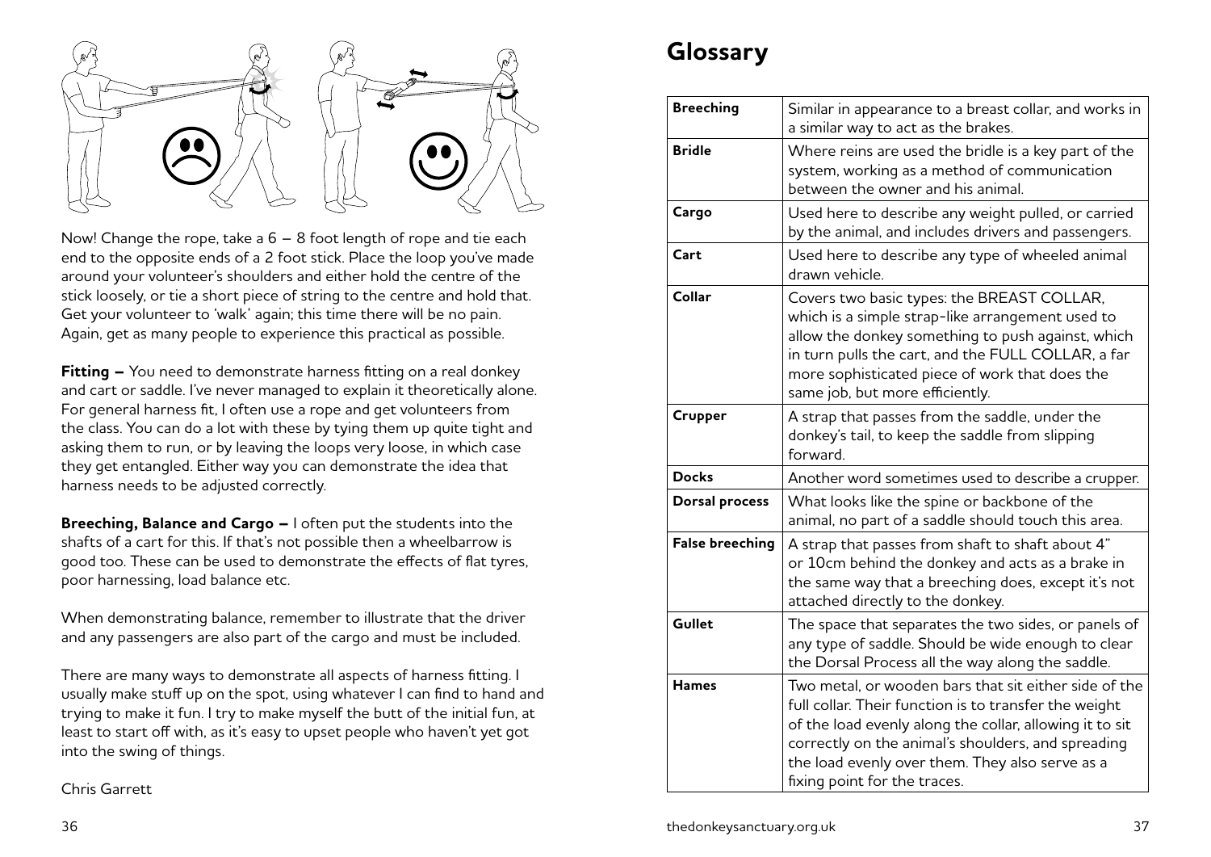Now! Change the rope, take a 6 – 8 foot length of rope and tie each end to the opposite ends of a 2 foot stick. Place the loop you've made around your volunteer's shoulders and either hold the centre of the stick loosely, or tie a short piece of string to the centre and hold that. Get your volunteer to 'walk' again; this time there will be no pain. Again, get as many people to experience this practical as possible.

**Fitting –** You need to demonstrate harness fitting on a real donkey and cart or saddle. I've never managed to explain it theoretically alone. For general harness fit, I often use a rope and get volunteers from the class. You can do a lot with these by tying them up quite tight and asking them to run, or by leaving the loops very loose, in which case they get entangled. Either way you can demonstrate the idea that harness needs to be adjusted correctly.

**Breeching, Balance and Cargo –** I often put the students into the shafts of a cart for this. If that's not possible then a wheelbarrow is good too. These can be used to demonstrate the effects of flat tyres, poor harnessing, load balance etc.

When demonstrating balance, remember to illustrate that the driver and any passengers are also part of the cargo and must be included.

There are many ways to demonstrate all aspects of harness fitting. I usually make stuff up on the spot, using whatever I can find to hand and trying to make it fun. I try to make myself the butt of the initial fun, at least to start off with, as it's easy to upset people who haven't yet got into the swing of things.

Chris Garrett

# Glossary

| | |
|---|---|
| **Breeching** | Similar in appearance to a breast collar, and works in a similar way to act as the brakes. |
| **Bridle** | Where reins are used the bridle is a key part of the system, working as a method of communication between the owner and his animal. |
| **Cargo** | Used here to describe any weight pulled, or carried by the animal, and includes drivers and passengers. |
| **Cart** | Used here to describe any type of wheeled animal drawn vehicle. |
| **Collar** | Covers two basic types: the BREAST COLLAR, which is a simple strap-like arrangement used to allow the donkey something to push against, which in turn pulls the cart, and the FULL COLLAR, a far more sophisticated piece of work that does the same job, but more efficiently. |
| **Crupper** | A strap that passes from the saddle, under the donkey's tail, to keep the saddle from slipping forward. |
| **Docks** | Another word sometimes used to describe a crupper. |
| **Dorsal process** | What looks like the spine or backbone of the animal, no part of a saddle should touch this area. |
| **False breeching** | A strap that passes from shaft to shaft about 4" or 10cm behind the donkey and acts as a brake in the same way that a breeching does, except it's not attached directly to the donkey. |
| **Gullet** | The space that separates the two sides, or panels of any type of saddle. Should be wide enough to clear the Dorsal Process all the way along the saddle. |
| **Hames** | Two metal, or wooden bars that sit either side of the full collar. Their function is to transfer the weight of the load evenly along the collar, allowing it to sit correctly on the animal's shoulders, and spreading the load evenly over them. They also serve as a fixing point for the traces. |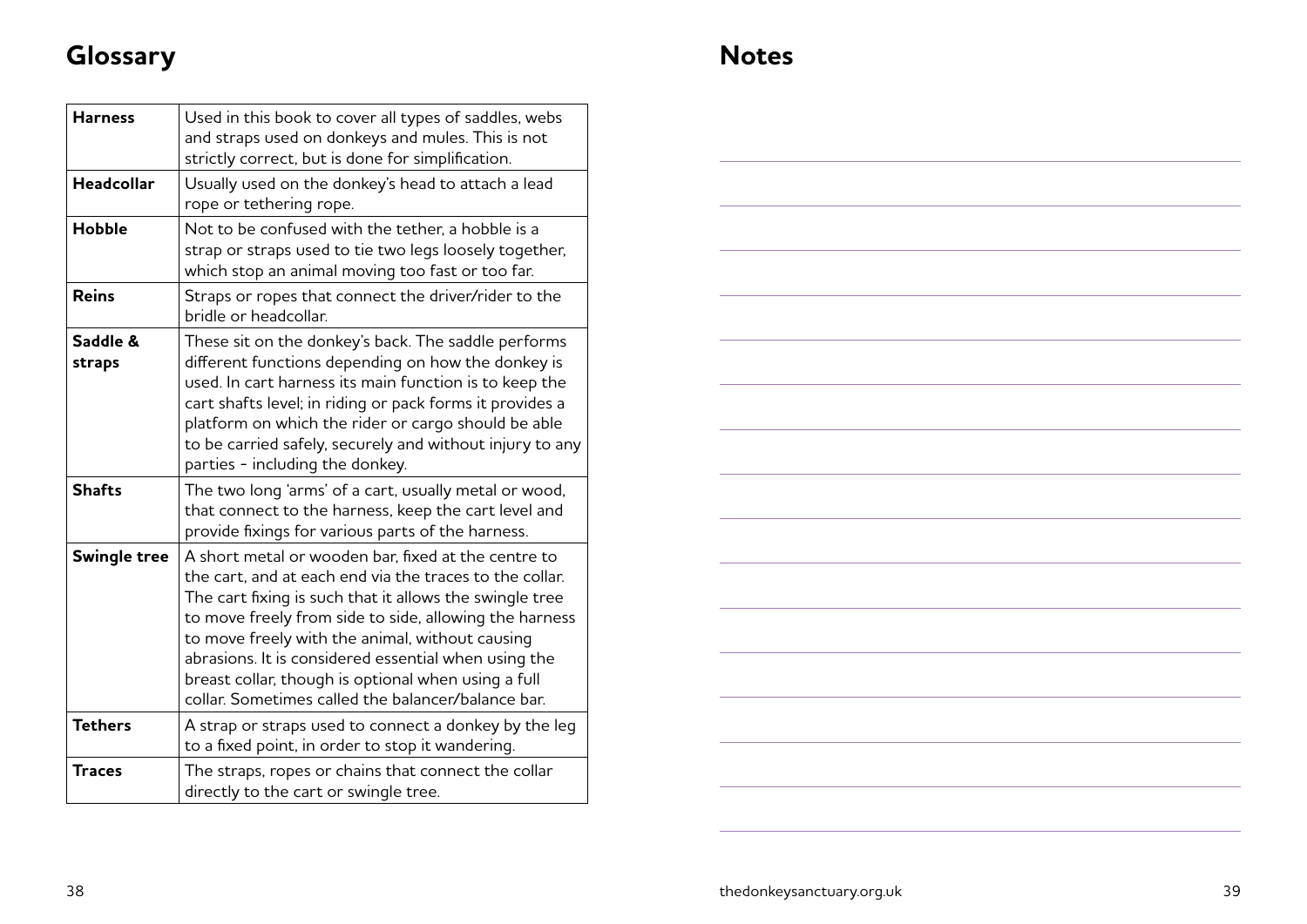## Glossary

| | |
|---|---|
| **Harness** | Used in this book to cover all types of saddles, webs and straps used on donkeys and mules. This is not strictly correct, but is done for simplification. |
| **Headcollar** | Usually used on the donkey's head to attach a lead rope or tethering rope. |
| **Hobble** | Not to be confused with the tether, a hobble is a strap or straps used to tie two legs loosely together, which stop an animal moving too fast or too far. |
| **Reins** | Straps or ropes that connect the driver/rider to the bridle or headcollar. |
| **Saddle & straps** | These sit on the donkey's back. The saddle performs different functions depending on how the donkey is used. In cart harness its main function is to keep the cart shafts level; in riding or pack forms it provides a platform on which the rider or cargo should be able to be carried safely, securely and without injury to any parties - including the donkey. |
| **Shafts** | The two long 'arms' of a cart, usually metal or wood, that connect to the harness, keep the cart level and provide fixings for various parts of the harness. |
| **Swingle tree** | A short metal or wooden bar, fixed at the centre to the cart, and at each end via the traces to the collar. The cart fixing is such that it allows the swingle tree to move freely from side to side, allowing the harness to move freely with the animal, without causing abrasions. It is considered essential when using the breast collar, though is optional when using a full collar. Sometimes called the balancer/balance bar. |
| **Tethers** | A strap or straps used to connect a donkey by the leg to a fixed point, in order to stop it wandering. |
| **Traces** | The straps, ropes or chains that connect the collar directly to the cart or swingle tree. |

## Notes

thedonkeysanctuary.org.uk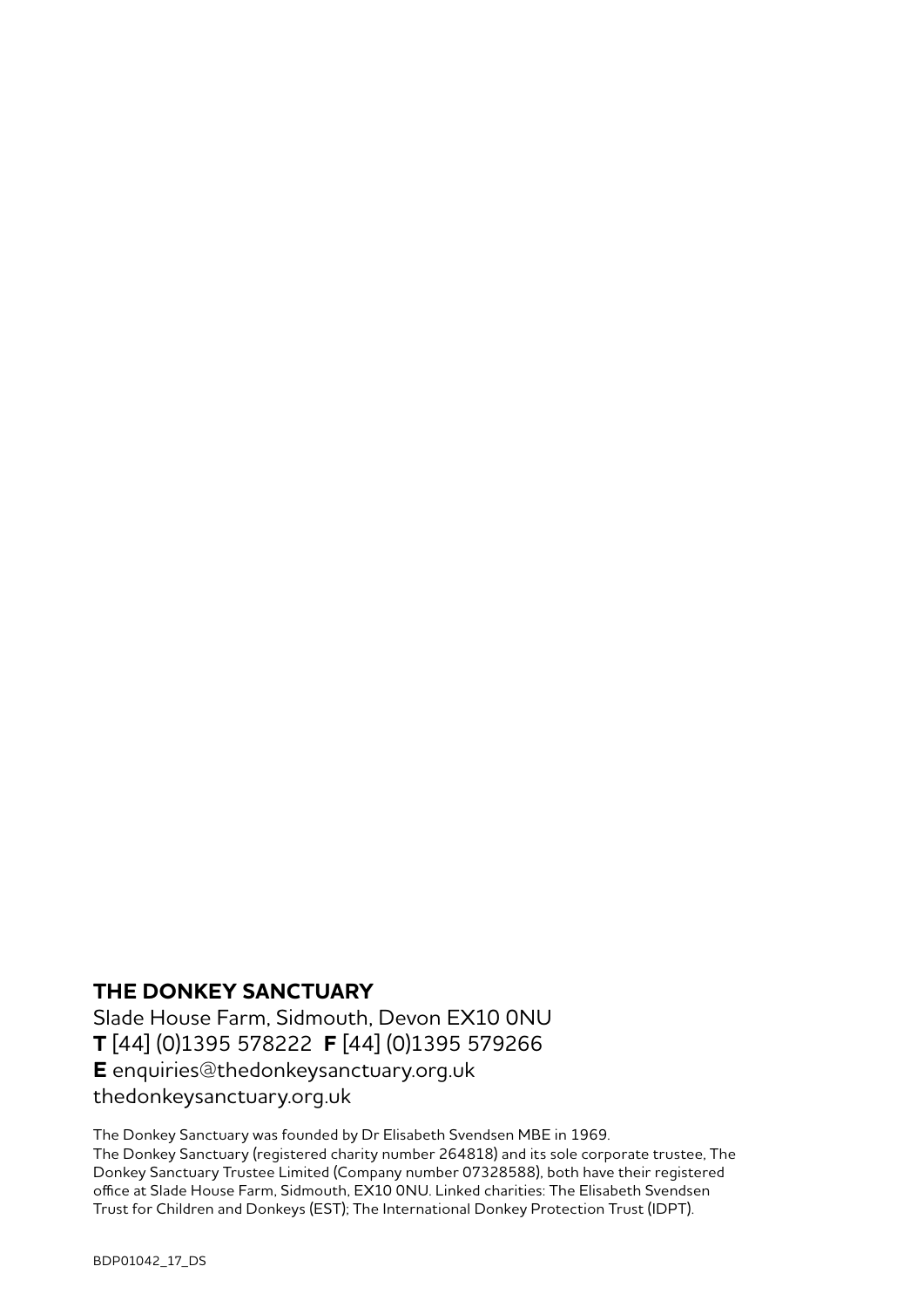**THE DONKEY SANCTUARY**

Slade House Farm, Sidmouth, Devon EX10 0NU
**T** [44] (0)1395 578222 **F** [44] (0)1395 579266
**E** enquiries@thedonkeysanctuary.org.uk
thedonkeysanctuary.org.uk

The Donkey Sanctuary was founded by Dr Elisabeth Svendsen MBE in 1969.
The Donkey Sanctuary (registered charity number 264818) and its sole corporate trustee, The Donkey Sanctuary Trustee Limited (Company number 07328588), both have their registered office at Slade House Farm, Sidmouth, EX10 0NU. Linked charities: The Elisabeth Svendsen Trust for Children and Donkeys (EST); The International Donkey Protection Trust (IDPT).

BDP01042_17_DS